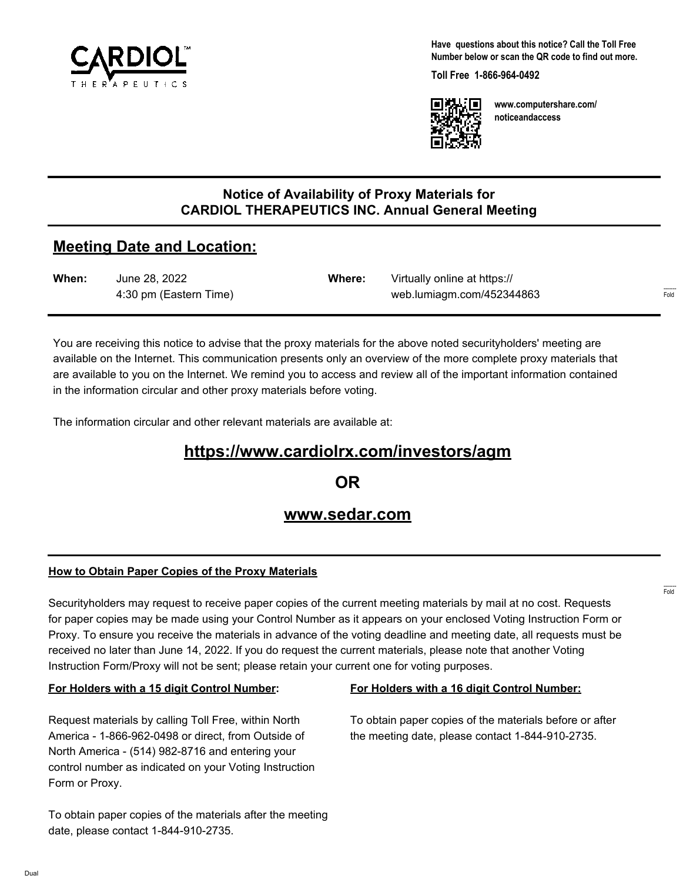**CARDIOL™ THERAPEUTICS**

**Have questions about this notice? Call the Toll Free Number below or scan the QR code to find out more.**

**Toll Free 1-866-964-0492**

**www.computershare.com/noticeandaccess**

## Notice of Availability of Proxy Materials for CARDIOL THERAPEUTICS INC. Annual General Meeting

## Meeting Date and Location:

| **When:** | June 28, 2022<br>4:30 pm (Eastern Time) | **Where:** | Virtually online at https://web.lumiagm.com/452344863 |
|---|---|---|---|

You are receiving this notice to advise that the proxy materials for the above noted securityholders' meeting are available on the Internet. This communication presents only an overview of the more complete proxy materials that are available to you on the Internet. We remind you to access and review all of the important information contained in the information circular and other proxy materials before voting.

The information circular and other relevant materials are available at:

## https://www.cardiolrx.com/investors/agm

## OR

## www.sedar.com

### How to Obtain Paper Copies of the Proxy Materials

Securityholders may request to receive paper copies of the current meeting materials by mail at no cost. Requests for paper copies may be made using your Control Number as it appears on your enclosed Voting Instruction Form or Proxy. To ensure you receive the materials in advance of the voting deadline and meeting date, all requests must be received no later than June 14, 2022. If you do request the current materials, please note that another Voting Instruction Form/Proxy will not be sent; please retain your current one for voting purposes.

**For Holders with a 15 digit Control Number:**

Request materials by calling Toll Free, within North America - 1-866-962-0498 or direct, from Outside of North America - (514) 982-8716 and entering your control number as indicated on your Voting Instruction Form or Proxy.

To obtain paper copies of the materials after the meeting date, please contact 1-844-910-2735.

**For Holders with a 16 digit Control Number:**

To obtain paper copies of the materials before or after the meeting date, please contact 1-844-910-2735.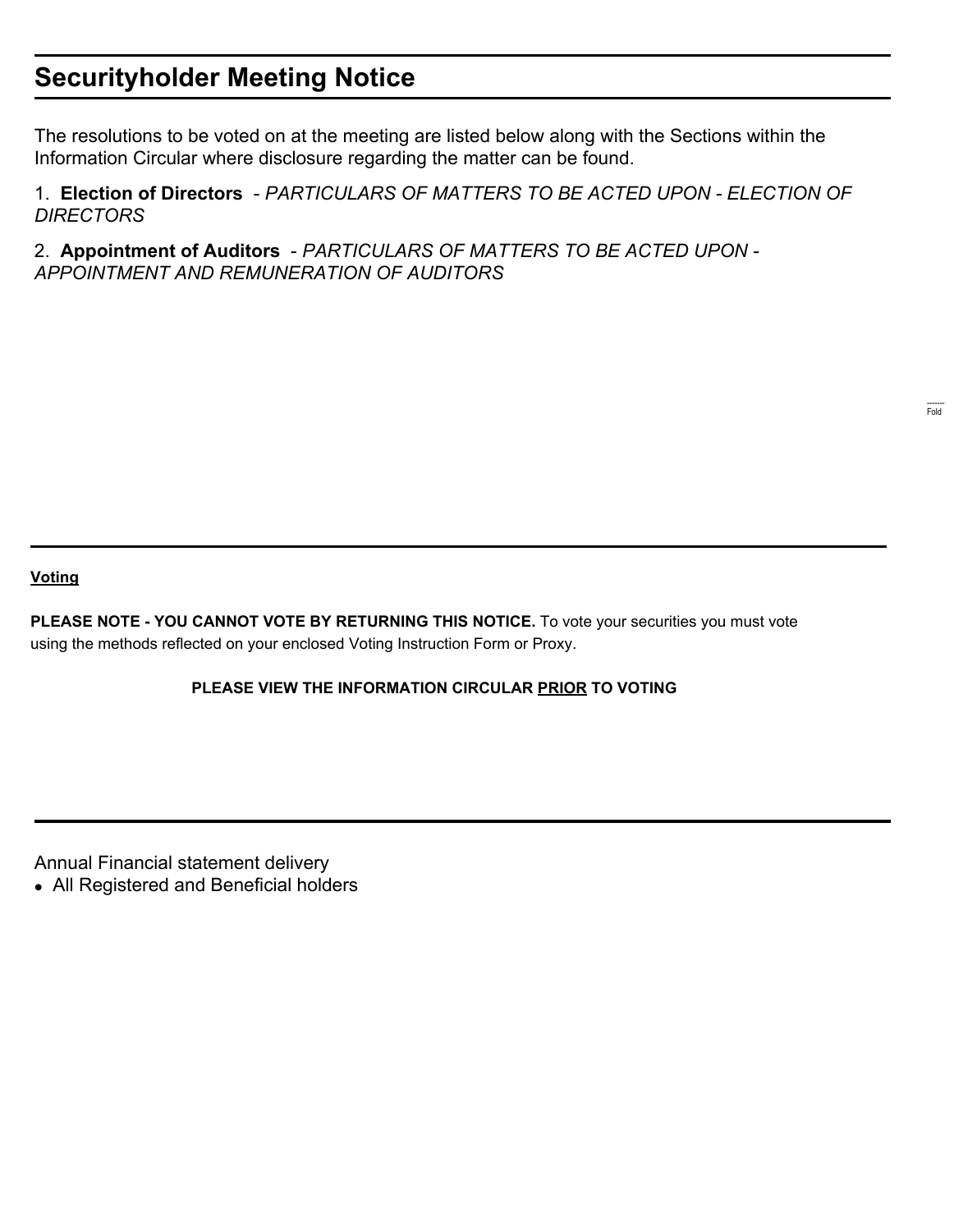# Securityholder Meeting Notice

The resolutions to be voted on at the meeting are listed below along with the Sections within the Information Circular where disclosure regarding the matter can be found.

1. **Election of Directors** - *PARTICULARS OF MATTERS TO BE ACTED UPON - ELECTION OF DIRECTORS*

2. **Appointment of Auditors** - *PARTICULARS OF MATTERS TO BE ACTED UPON - APPOINTMENT AND REMUNERATION OF AUDITORS*

## Voting

**PLEASE NOTE - YOU CANNOT VOTE BY RETURNING THIS NOTICE.** To vote your securities you must vote using the methods reflected on your enclosed Voting Instruction Form or Proxy.

**PLEASE VIEW THE INFORMATION CIRCULAR PRIOR TO VOTING**

Annual Financial statement delivery

- All Registered and Beneficial holders